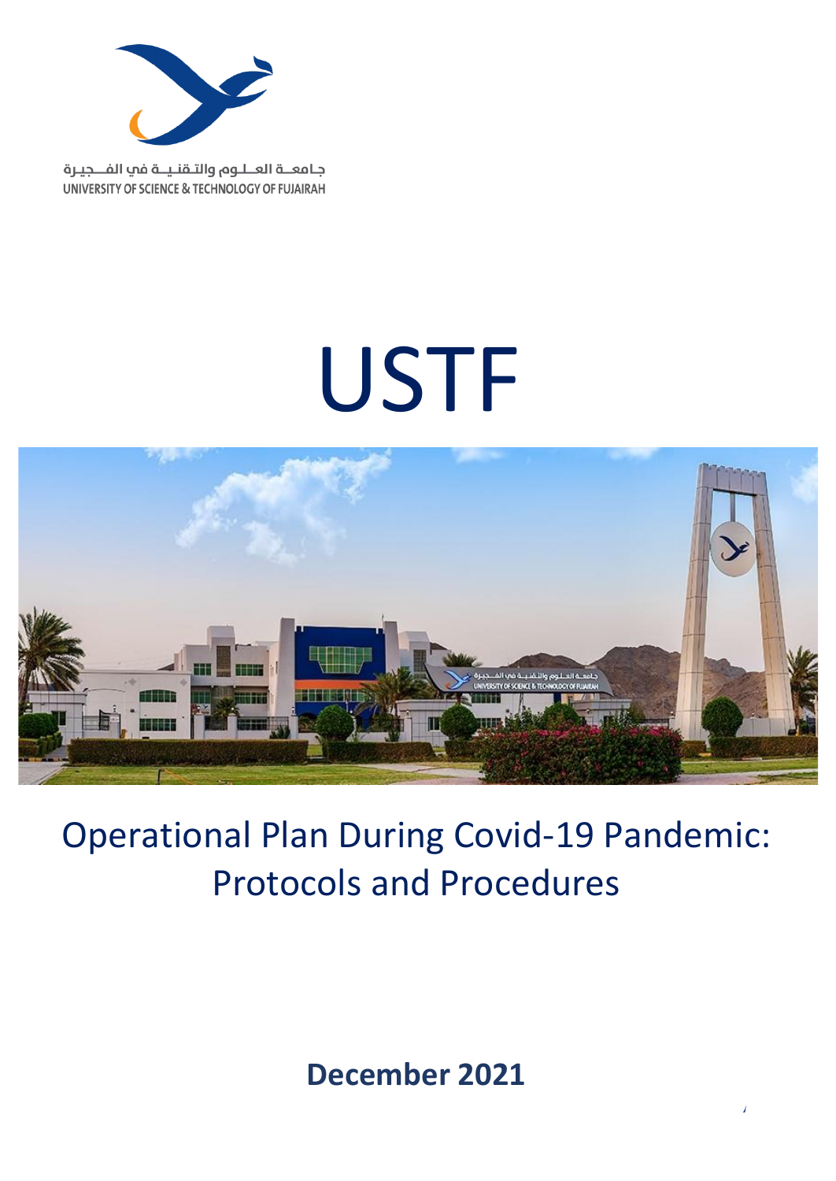جـامعــة العـلـوم والتـقـنـيــة في الفــجـيـرة

UNIVERSITY OF SCIENCE & TECHNOLOGY OF FUJAIRAH

# USTF

## Operational Plan During Covid-19 Pandemic: Protocols and Procedures

**December 2021**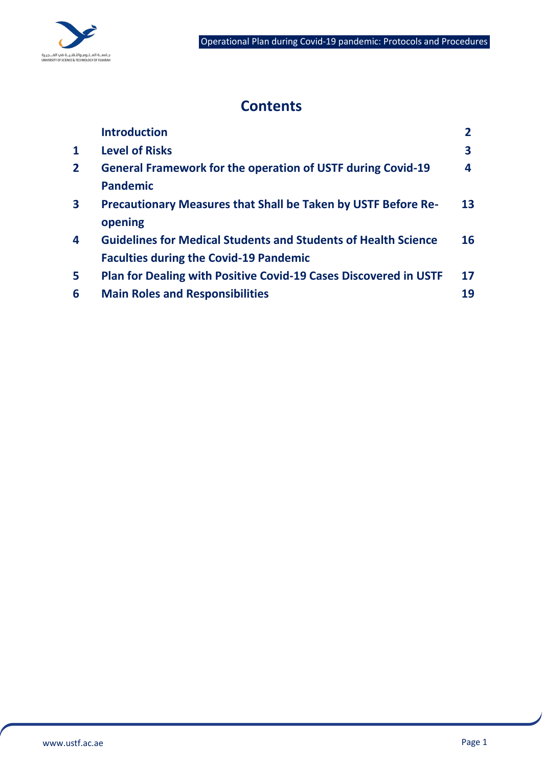# Contents

| | | |
|---|---|---|
| | **Introduction** | **2** |
| **1** | **Level of Risks** | **3** |
| **2** | **General Framework for the operation of USTF during Covid-19 Pandemic** | **4** |
| **3** | **Precautionary Measures that Shall be Taken by USTF Before Re-opening** | **13** |
| **4** | **Guidelines for Medical Students and Students of Health Science Faculties during the Covid-19 Pandemic** | **16** |
| **5** | **Plan for Dealing with Positive Covid-19 Cases Discovered in USTF** | **17** |
| **6** | **Main Roles and Responsibilities** | **19** |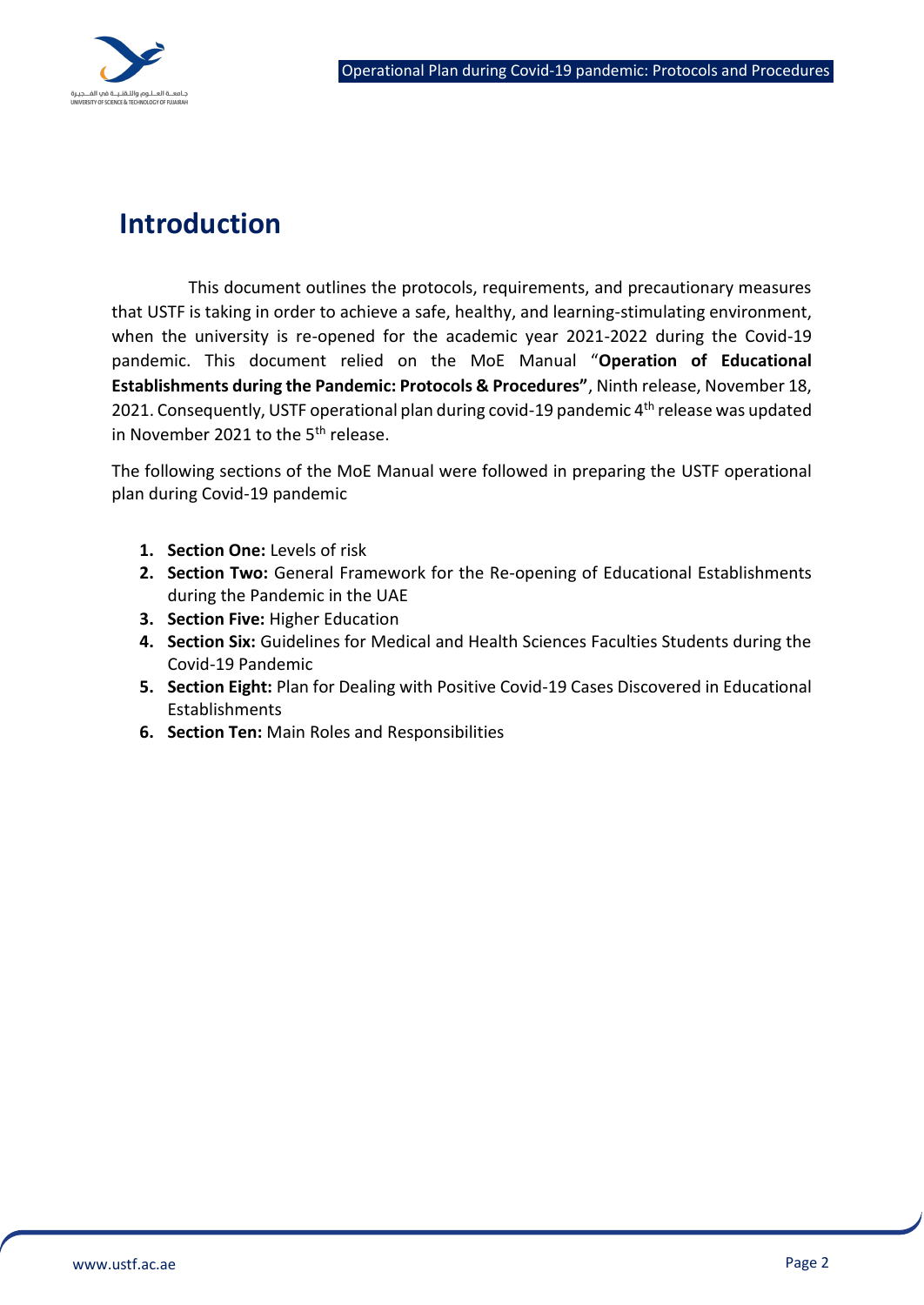# Introduction

This document outlines the protocols, requirements, and precautionary measures that USTF is taking in order to achieve a safe, healthy, and learning-stimulating environment, when the university is re-opened for the academic year 2021-2022 during the Covid-19 pandemic. This document relied on the MoE Manual "**Operation of Educational Establishments during the Pandemic: Protocols & Procedures"**, Ninth release, November 18, 2021. Consequently, USTF operational plan during covid-19 pandemic 4th release was updated in November 2021 to the 5th release.

The following sections of the MoE Manual were followed in preparing the USTF operational plan during Covid-19 pandemic

1. **Section One:** Levels of risk
2. **Section Two:** General Framework for the Re-opening of Educational Establishments during the Pandemic in the UAE
3. **Section Five:** Higher Education
4. **Section Six:** Guidelines for Medical and Health Sciences Faculties Students during the Covid-19 Pandemic
5. **Section Eight:** Plan for Dealing with Positive Covid-19 Cases Discovered in Educational Establishments
6. **Section Ten:** Main Roles and Responsibilities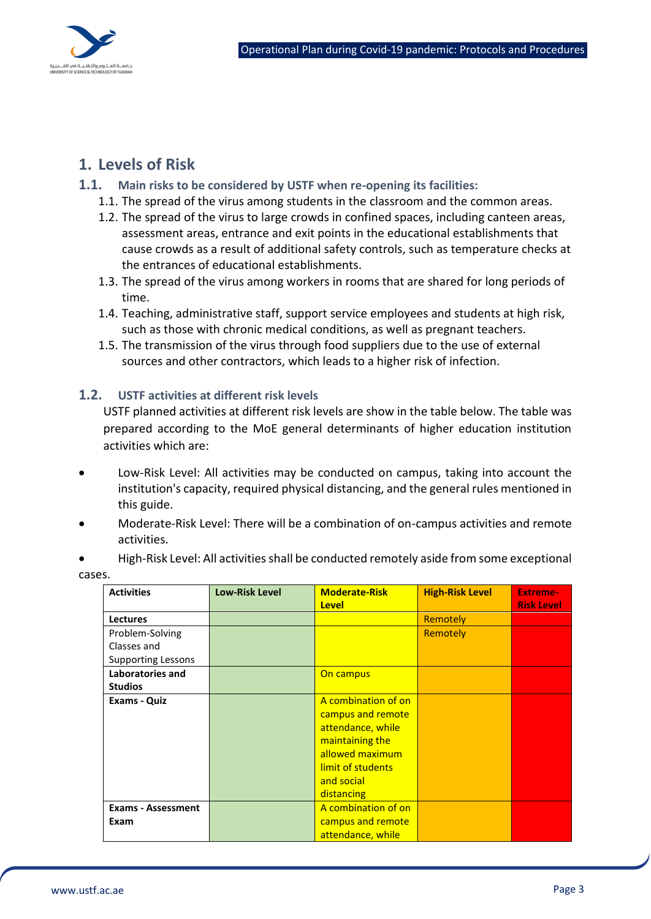# 1. Levels of Risk

## 1.1. Main risks to be considered by USTF when re-opening its facilities:

1.1. The spread of the virus among students in the classroom and the common areas.

1.2. The spread of the virus to large crowds in confined spaces, including canteen areas, assessment areas, entrance and exit points in the educational establishments that cause crowds as a result of additional safety controls, such as temperature checks at the entrances of educational establishments.

1.3. The spread of the virus among workers in rooms that are shared for long periods of time.

1.4. Teaching, administrative staff, support service employees and students at high risk, such as those with chronic medical conditions, as well as pregnant teachers.

1.5. The transmission of the virus through food suppliers due to the use of external sources and other contractors, which leads to a higher risk of infection.

## 1.2. USTF activities at different risk levels

USTF planned activities at different risk levels are show in the table below. The table was prepared according to the MoE general determinants of higher education institution activities which are:

- Low-Risk Level: All activities may be conducted on campus, taking into account the institution's capacity, required physical distancing, and the general rules mentioned in this guide.
- Moderate-Risk Level: There will be a combination of on-campus activities and remote activities.
- High-Risk Level: All activities shall be conducted remotely aside from some exceptional cases.

| Activities | Low-Risk Level | Moderate-Risk Level | High-Risk Level | Extreme-Risk Level |
|---|---|---|---|---|
| **Lectures** | | | Remotely | |
| Problem-Solving Classes and Supporting Lessons | | | Remotely | |
| **Laboratories and Studios** | | On campus | | |
| **Exams - Quiz** | | A combination of on campus and remote attendance, while maintaining the allowed maximum limit of students and social distancing | | |
| **Exams - Assessment Exam** | | A combination of on campus and remote attendance, while | | |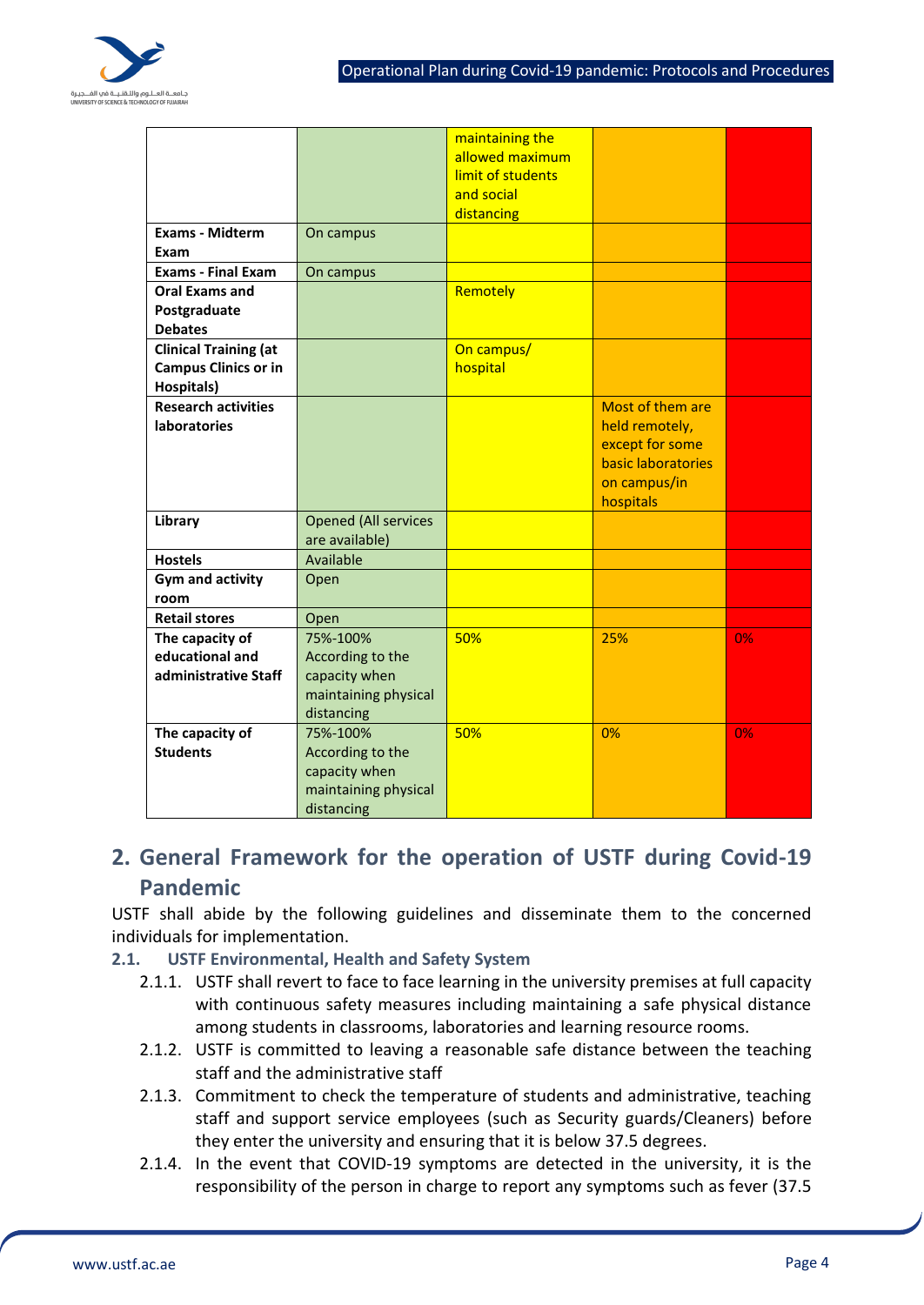| | | | | |
|---|---|---|---|---|
| | | maintaining the allowed maximum limit of students and social distancing | | |
| **Exams - Midterm Exam** | On campus | | | |
| **Exams - Final Exam** | On campus | | | |
| **Oral Exams and Postgraduate Debates** | | Remotely | | |
| **Clinical Training (at Campus Clinics or in Hospitals)** | | On campus/ hospital | | |
| **Research activities laboratories** | | | Most of them are held remotely, except for some basic laboratories on campus/in hospitals | |
| **Library** | Opened (All services are available) | | | |
| **Hostels** | Available | | | |
| **Gym and activity room** | Open | | | |
| **Retail stores** | Open | | | |
| **The capacity of educational and administrative Staff** | 75%-100% According to the capacity when maintaining physical distancing | 50% | 25% | 0% |
| **The capacity of Students** | 75%-100% According to the capacity when maintaining physical distancing | 50% | 0% | 0% |

## 2. General Framework for the operation of USTF during Covid-19 Pandemic

USTF shall abide by the following guidelines and disseminate them to the concerned individuals for implementation.

### 2.1. USTF Environmental, Health and Safety System

2.1.1. USTF shall revert to face to face learning in the university premises at full capacity with continuous safety measures including maintaining a safe physical distance among students in classrooms, laboratories and learning resource rooms.

2.1.2. USTF is committed to leaving a reasonable safe distance between the teaching staff and the administrative staff

2.1.3. Commitment to check the temperature of students and administrative, teaching staff and support service employees (such as Security guards/Cleaners) before they enter the university and ensuring that it is below 37.5 degrees.

2.1.4. In the event that COVID-19 symptoms are detected in the university, it is the responsibility of the person in charge to report any symptoms such as fever (37.5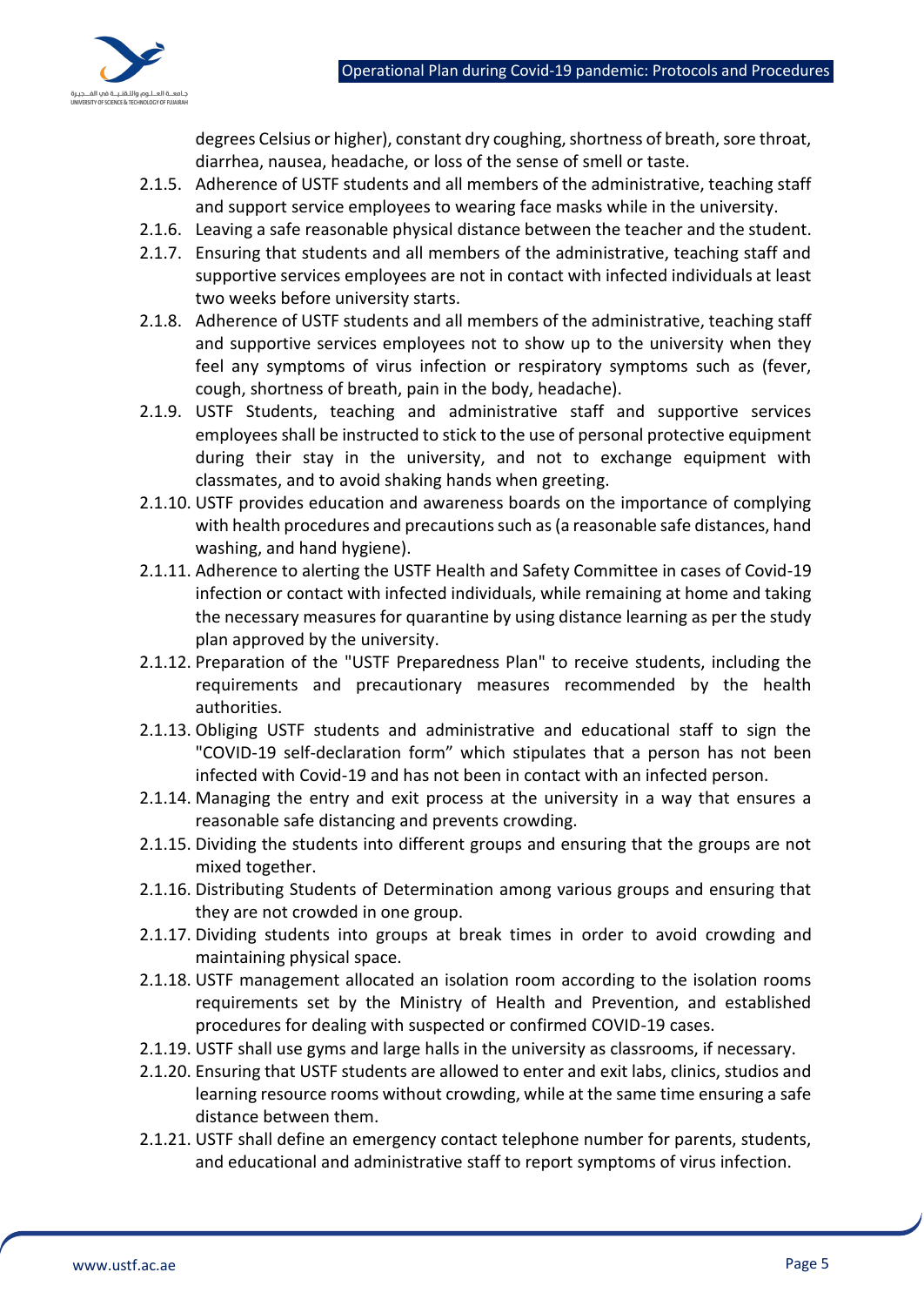degrees Celsius or higher), constant dry coughing, shortness of breath, sore throat, diarrhea, nausea, headache, or loss of the sense of smell or taste.

2.1.5. Adherence of USTF students and all members of the administrative, teaching staff and support service employees to wearing face masks while in the university.

2.1.6. Leaving a safe reasonable physical distance between the teacher and the student.

2.1.7. Ensuring that students and all members of the administrative, teaching staff and supportive services employees are not in contact with infected individuals at least two weeks before university starts.

2.1.8. Adherence of USTF students and all members of the administrative, teaching staff and supportive services employees not to show up to the university when they feel any symptoms of virus infection or respiratory symptoms such as (fever, cough, shortness of breath, pain in the body, headache).

2.1.9. USTF Students, teaching and administrative staff and supportive services employees shall be instructed to stick to the use of personal protective equipment during their stay in the university, and not to exchange equipment with classmates, and to avoid shaking hands when greeting.

2.1.10. USTF provides education and awareness boards on the importance of complying with health procedures and precautions such as (a reasonable safe distances, hand washing, and hand hygiene).

2.1.11. Adherence to alerting the USTF Health and Safety Committee in cases of Covid-19 infection or contact with infected individuals, while remaining at home and taking the necessary measures for quarantine by using distance learning as per the study plan approved by the university.

2.1.12. Preparation of the "USTF Preparedness Plan" to receive students, including the requirements and precautionary measures recommended by the health authorities.

2.1.13. Obliging USTF students and administrative and educational staff to sign the "COVID-19 self-declaration form" which stipulates that a person has not been infected with Covid-19 and has not been in contact with an infected person.

2.1.14. Managing the entry and exit process at the university in a way that ensures a reasonable safe distancing and prevents crowding.

2.1.15. Dividing the students into different groups and ensuring that the groups are not mixed together.

2.1.16. Distributing Students of Determination among various groups and ensuring that they are not crowded in one group.

2.1.17. Dividing students into groups at break times in order to avoid crowding and maintaining physical space.

2.1.18. USTF management allocated an isolation room according to the isolation rooms requirements set by the Ministry of Health and Prevention, and established procedures for dealing with suspected or confirmed COVID-19 cases.

2.1.19. USTF shall use gyms and large halls in the university as classrooms, if necessary.

2.1.20. Ensuring that USTF students are allowed to enter and exit labs, clinics, studios and learning resource rooms without crowding, while at the same time ensuring a safe distance between them.

2.1.21. USTF shall define an emergency contact telephone number for parents, students, and educational and administrative staff to report symptoms of virus infection.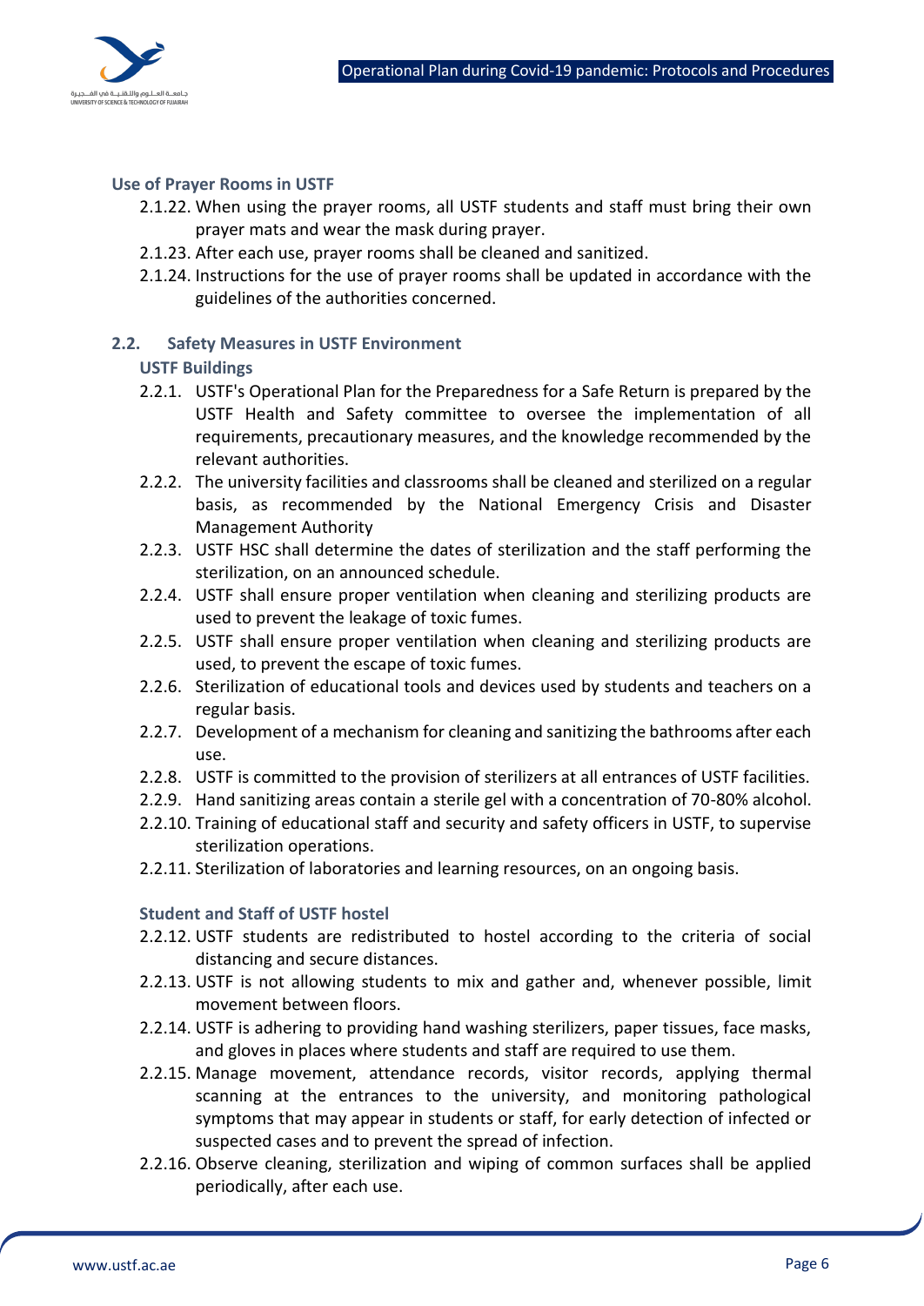### Use of Prayer Rooms in USTF

2.1.22. When using the prayer rooms, all USTF students and staff must bring their own prayer mats and wear the mask during prayer.

2.1.23. After each use, prayer rooms shall be cleaned and sanitized.

2.1.24. Instructions for the use of prayer rooms shall be updated in accordance with the guidelines of the authorities concerned.

## 2.2. Safety Measures in USTF Environment

### USTF Buildings

2.2.1. USTF's Operational Plan for the Preparedness for a Safe Return is prepared by the USTF Health and Safety committee to oversee the implementation of all requirements, precautionary measures, and the knowledge recommended by the relevant authorities.

2.2.2. The university facilities and classrooms shall be cleaned and sterilized on a regular basis, as recommended by the National Emergency Crisis and Disaster Management Authority

2.2.3. USTF HSC shall determine the dates of sterilization and the staff performing the sterilization, on an announced schedule.

2.2.4. USTF shall ensure proper ventilation when cleaning and sterilizing products are used to prevent the leakage of toxic fumes.

2.2.5. USTF shall ensure proper ventilation when cleaning and sterilizing products are used, to prevent the escape of toxic fumes.

2.2.6. Sterilization of educational tools and devices used by students and teachers on a regular basis.

2.2.7. Development of a mechanism for cleaning and sanitizing the bathrooms after each use.

2.2.8. USTF is committed to the provision of sterilizers at all entrances of USTF facilities.

2.2.9. Hand sanitizing areas contain a sterile gel with a concentration of 70-80% alcohol.

2.2.10. Training of educational staff and security and safety officers in USTF, to supervise sterilization operations.

2.2.11. Sterilization of laboratories and learning resources, on an ongoing basis.

### Student and Staff of USTF hostel

2.2.12. USTF students are redistributed to hostel according to the criteria of social distancing and secure distances.

2.2.13. USTF is not allowing students to mix and gather and, whenever possible, limit movement between floors.

2.2.14. USTF is adhering to providing hand washing sterilizers, paper tissues, face masks, and gloves in places where students and staff are required to use them.

2.2.15. Manage movement, attendance records, visitor records, applying thermal scanning at the entrances to the university, and monitoring pathological symptoms that may appear in students or staff, for early detection of infected or suspected cases and to prevent the spread of infection.

2.2.16. Observe cleaning, sterilization and wiping of common surfaces shall be applied periodically, after each use.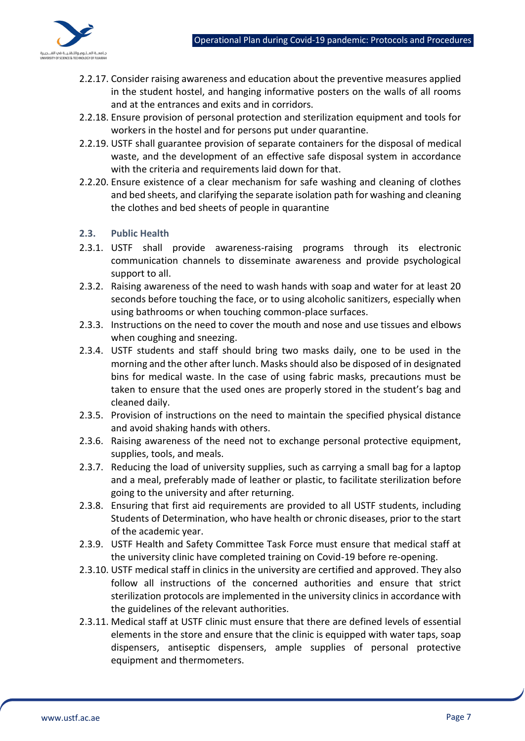2.2.17. Consider raising awareness and education about the preventive measures applied in the student hostel, and hanging informative posters on the walls of all rooms and at the entrances and exits and in corridors.

2.2.18. Ensure provision of personal protection and sterilization equipment and tools for workers in the hostel and for persons put under quarantine.

2.2.19. USTF shall guarantee provision of separate containers for the disposal of medical waste, and the development of an effective safe disposal system in accordance with the criteria and requirements laid down for that.

2.2.20. Ensure existence of a clear mechanism for safe washing and cleaning of clothes and bed sheets, and clarifying the separate isolation path for washing and cleaning the clothes and bed sheets of people in quarantine

### 2.3. Public Health

2.3.1. USTF shall provide awareness-raising programs through its electronic communication channels to disseminate awareness and provide psychological support to all.

2.3.2. Raising awareness of the need to wash hands with soap and water for at least 20 seconds before touching the face, or to using alcoholic sanitizers, especially when using bathrooms or when touching common-place surfaces.

2.3.3. Instructions on the need to cover the mouth and nose and use tissues and elbows when coughing and sneezing.

2.3.4. USTF students and staff should bring two masks daily, one to be used in the morning and the other after lunch. Masks should also be disposed of in designated bins for medical waste. In the case of using fabric masks, precautions must be taken to ensure that the used ones are properly stored in the student's bag and cleaned daily.

2.3.5. Provision of instructions on the need to maintain the specified physical distance and avoid shaking hands with others.

2.3.6. Raising awareness of the need not to exchange personal protective equipment, supplies, tools, and meals.

2.3.7. Reducing the load of university supplies, such as carrying a small bag for a laptop and a meal, preferably made of leather or plastic, to facilitate sterilization before going to the university and after returning.

2.3.8. Ensuring that first aid requirements are provided to all USTF students, including Students of Determination, who have health or chronic diseases, prior to the start of the academic year.

2.3.9. USTF Health and Safety Committee Task Force must ensure that medical staff at the university clinic have completed training on Covid-19 before re-opening.

2.3.10. USTF medical staff in clinics in the university are certified and approved. They also follow all instructions of the concerned authorities and ensure that strict sterilization protocols are implemented in the university clinics in accordance with the guidelines of the relevant authorities.

2.3.11. Medical staff at USTF clinic must ensure that there are defined levels of essential elements in the store and ensure that the clinic is equipped with water taps, soap dispensers, antiseptic dispensers, ample supplies of personal protective equipment and thermometers.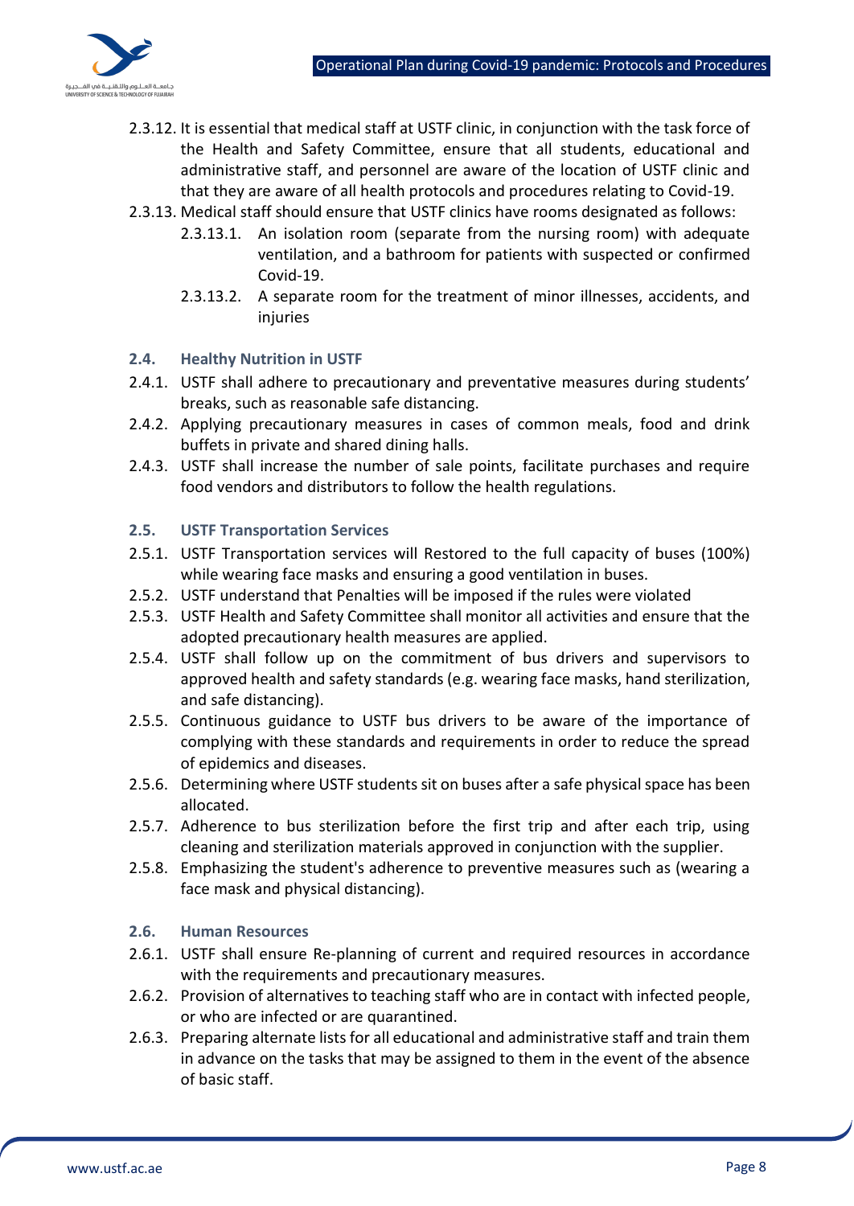2.3.12. It is essential that medical staff at USTF clinic, in conjunction with the task force of the Health and Safety Committee, ensure that all students, educational and administrative staff, and personnel are aware of the location of USTF clinic and that they are aware of all health protocols and procedures relating to Covid-19.

2.3.13. Medical staff should ensure that USTF clinics have rooms designated as follows:

- 2.3.13.1. An isolation room (separate from the nursing room) with adequate ventilation, and a bathroom for patients with suspected or confirmed Covid-19.
- 2.3.13.2. A separate room for the treatment of minor illnesses, accidents, and injuries

### 2.4. Healthy Nutrition in USTF

2.4.1. USTF shall adhere to precautionary and preventative measures during students' breaks, such as reasonable safe distancing.

2.4.2. Applying precautionary measures in cases of common meals, food and drink buffets in private and shared dining halls.

2.4.3. USTF shall increase the number of sale points, facilitate purchases and require food vendors and distributors to follow the health regulations.

### 2.5. USTF Transportation Services

2.5.1. USTF Transportation services will Restored to the full capacity of buses (100%) while wearing face masks and ensuring a good ventilation in buses.

2.5.2. USTF understand that Penalties will be imposed if the rules were violated

2.5.3. USTF Health and Safety Committee shall monitor all activities and ensure that the adopted precautionary health measures are applied.

2.5.4. USTF shall follow up on the commitment of bus drivers and supervisors to approved health and safety standards (e.g. wearing face masks, hand sterilization, and safe distancing).

2.5.5. Continuous guidance to USTF bus drivers to be aware of the importance of complying with these standards and requirements in order to reduce the spread of epidemics and diseases.

2.5.6. Determining where USTF students sit on buses after a safe physical space has been allocated.

2.5.7. Adherence to bus sterilization before the first trip and after each trip, using cleaning and sterilization materials approved in conjunction with the supplier.

2.5.8. Emphasizing the student's adherence to preventive measures such as (wearing a face mask and physical distancing).

### 2.6. Human Resources

2.6.1. USTF shall ensure Re-planning of current and required resources in accordance with the requirements and precautionary measures.

2.6.2. Provision of alternatives to teaching staff who are in contact with infected people, or who are infected or are quarantined.

2.6.3. Preparing alternate lists for all educational and administrative staff and train them in advance on the tasks that may be assigned to them in the event of the absence of basic staff.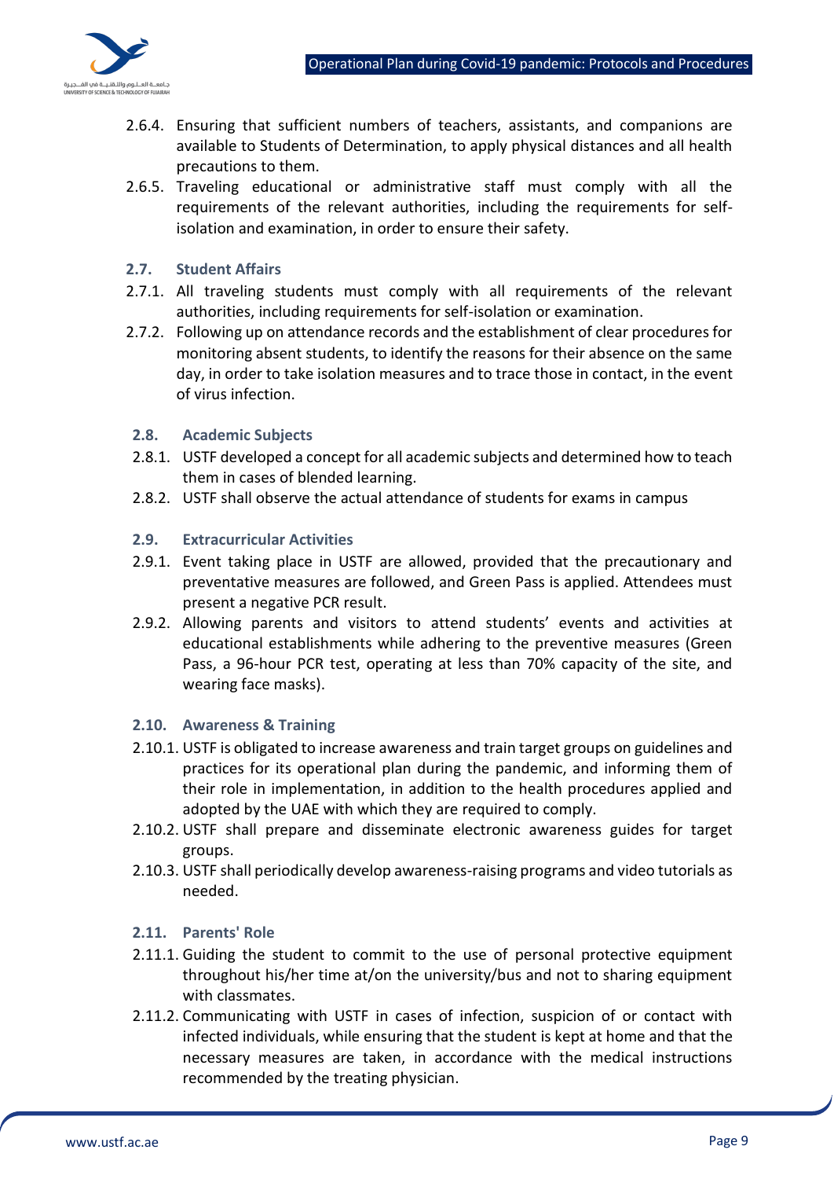2.6.4. Ensuring that sufficient numbers of teachers, assistants, and companions are available to Students of Determination, to apply physical distances and all health precautions to them.

2.6.5. Traveling educational or administrative staff must comply with all the requirements of the relevant authorities, including the requirements for self-isolation and examination, in order to ensure their safety.

### 2.7. Student Affairs

2.7.1. All traveling students must comply with all requirements of the relevant authorities, including requirements for self-isolation or examination.

2.7.2. Following up on attendance records and the establishment of clear procedures for monitoring absent students, to identify the reasons for their absence on the same day, in order to take isolation measures and to trace those in contact, in the event of virus infection.

### 2.8. Academic Subjects

2.8.1. USTF developed a concept for all academic subjects and determined how to teach them in cases of blended learning.

2.8.2. USTF shall observe the actual attendance of students for exams in campus

### 2.9. Extracurricular Activities

2.9.1. Event taking place in USTF are allowed, provided that the precautionary and preventative measures are followed, and Green Pass is applied. Attendees must present a negative PCR result.

2.9.2. Allowing parents and visitors to attend students' events and activities at educational establishments while adhering to the preventive measures (Green Pass, a 96-hour PCR test, operating at less than 70% capacity of the site, and wearing face masks).

### 2.10. Awareness & Training

2.10.1. USTF is obligated to increase awareness and train target groups on guidelines and practices for its operational plan during the pandemic, and informing them of their role in implementation, in addition to the health procedures applied and adopted by the UAE with which they are required to comply.

2.10.2. USTF shall prepare and disseminate electronic awareness guides for target groups.

2.10.3. USTF shall periodically develop awareness-raising programs and video tutorials as needed.

### 2.11. Parents' Role

2.11.1. Guiding the student to commit to the use of personal protective equipment throughout his/her time at/on the university/bus and not to sharing equipment with classmates.

2.11.2. Communicating with USTF in cases of infection, suspicion of or contact with infected individuals, while ensuring that the student is kept at home and that the necessary measures are taken, in accordance with the medical instructions recommended by the treating physician.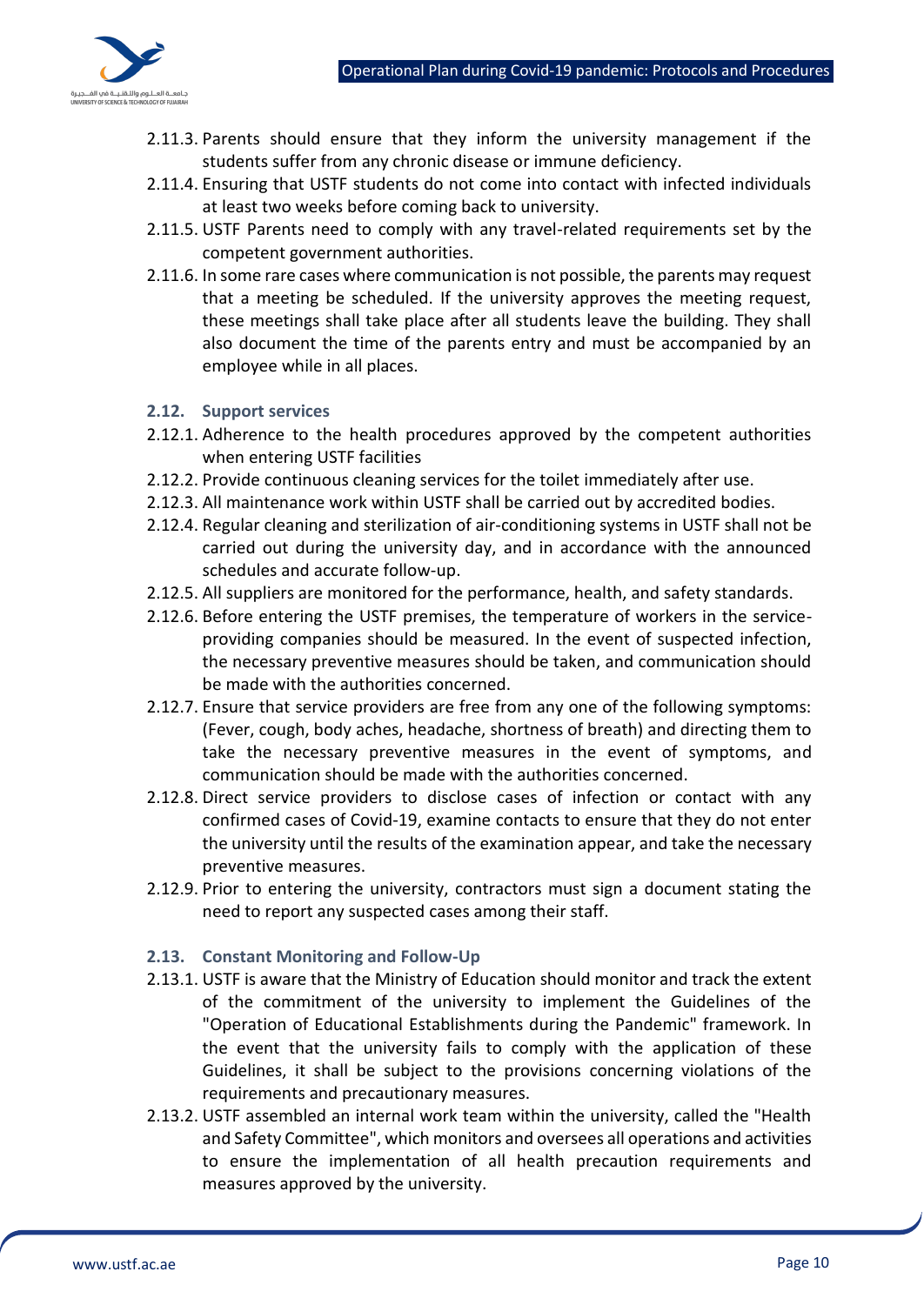2.11.3. Parents should ensure that they inform the university management if the students suffer from any chronic disease or immune deficiency.

2.11.4. Ensuring that USTF students do not come into contact with infected individuals at least two weeks before coming back to university.

2.11.5. USTF Parents need to comply with any travel-related requirements set by the competent government authorities.

2.11.6. In some rare cases where communication is not possible, the parents may request that a meeting be scheduled. If the university approves the meeting request, these meetings shall take place after all students leave the building. They shall also document the time of the parents entry and must be accompanied by an employee while in all places.

### 2.12. Support services

2.12.1. Adherence to the health procedures approved by the competent authorities when entering USTF facilities

2.12.2. Provide continuous cleaning services for the toilet immediately after use.

2.12.3. All maintenance work within USTF shall be carried out by accredited bodies.

2.12.4. Regular cleaning and sterilization of air-conditioning systems in USTF shall not be carried out during the university day, and in accordance with the announced schedules and accurate follow-up.

2.12.5. All suppliers are monitored for the performance, health, and safety standards.

2.12.6. Before entering the USTF premises, the temperature of workers in the service-providing companies should be measured. In the event of suspected infection, the necessary preventive measures should be taken, and communication should be made with the authorities concerned.

2.12.7. Ensure that service providers are free from any one of the following symptoms: (Fever, cough, body aches, headache, shortness of breath) and directing them to take the necessary preventive measures in the event of symptoms, and communication should be made with the authorities concerned.

2.12.8. Direct service providers to disclose cases of infection or contact with any confirmed cases of Covid-19, examine contacts to ensure that they do not enter the university until the results of the examination appear, and take the necessary preventive measures.

2.12.9. Prior to entering the university, contractors must sign a document stating the need to report any suspected cases among their staff.

### 2.13. Constant Monitoring and Follow-Up

2.13.1. USTF is aware that the Ministry of Education should monitor and track the extent of the commitment of the university to implement the Guidelines of the "Operation of Educational Establishments during the Pandemic" framework. In the event that the university fails to comply with the application of these Guidelines, it shall be subject to the provisions concerning violations of the requirements and precautionary measures.

2.13.2. USTF assembled an internal work team within the university, called the "Health and Safety Committee", which monitors and oversees all operations and activities to ensure the implementation of all health precaution requirements and measures approved by the university.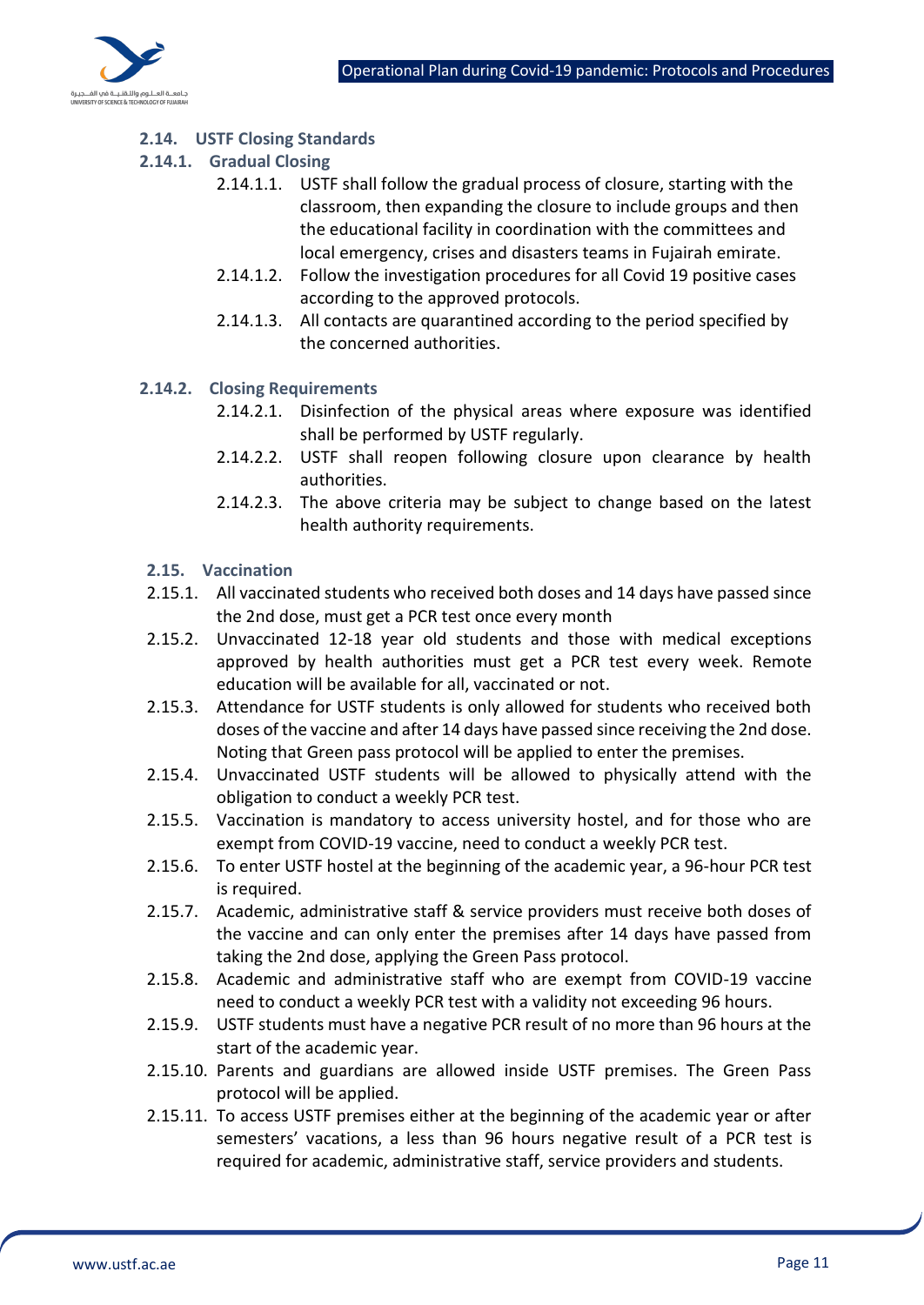## 2.14. USTF Closing Standards

### 2.14.1. Gradual Closing

- 2.14.1.1. USTF shall follow the gradual process of closure, starting with the classroom, then expanding the closure to include groups and then the educational facility in coordination with the committees and local emergency, crises and disasters teams in Fujairah emirate.
- 2.14.1.2. Follow the investigation procedures for all Covid 19 positive cases according to the approved protocols.
- 2.14.1.3. All contacts are quarantined according to the period specified by the concerned authorities.

### 2.14.2. Closing Requirements

- 2.14.2.1. Disinfection of the physical areas where exposure was identified shall be performed by USTF regularly.
- 2.14.2.2. USTF shall reopen following closure upon clearance by health authorities.
- 2.14.2.3. The above criteria may be subject to change based on the latest health authority requirements.

## 2.15. Vaccination

- 2.15.1. All vaccinated students who received both doses and 14 days have passed since the 2nd dose, must get a PCR test once every month
- 2.15.2. Unvaccinated 12-18 year old students and those with medical exceptions approved by health authorities must get a PCR test every week. Remote education will be available for all, vaccinated or not.
- 2.15.3. Attendance for USTF students is only allowed for students who received both doses of the vaccine and after 14 days have passed since receiving the 2nd dose. Noting that Green pass protocol will be applied to enter the premises.
- 2.15.4. Unvaccinated USTF students will be allowed to physically attend with the obligation to conduct a weekly PCR test.
- 2.15.5. Vaccination is mandatory to access university hostel, and for those who are exempt from COVID-19 vaccine, need to conduct a weekly PCR test.
- 2.15.6. To enter USTF hostel at the beginning of the academic year, a 96-hour PCR test is required.
- 2.15.7. Academic, administrative staff & service providers must receive both doses of the vaccine and can only enter the premises after 14 days have passed from taking the 2nd dose, applying the Green Pass protocol.
- 2.15.8. Academic and administrative staff who are exempt from COVID-19 vaccine need to conduct a weekly PCR test with a validity not exceeding 96 hours.
- 2.15.9. USTF students must have a negative PCR result of no more than 96 hours at the start of the academic year.
- 2.15.10. Parents and guardians are allowed inside USTF premises. The Green Pass protocol will be applied.
- 2.15.11. To access USTF premises either at the beginning of the academic year or after semesters' vacations, a less than 96 hours negative result of a PCR test is required for academic, administrative staff, service providers and students.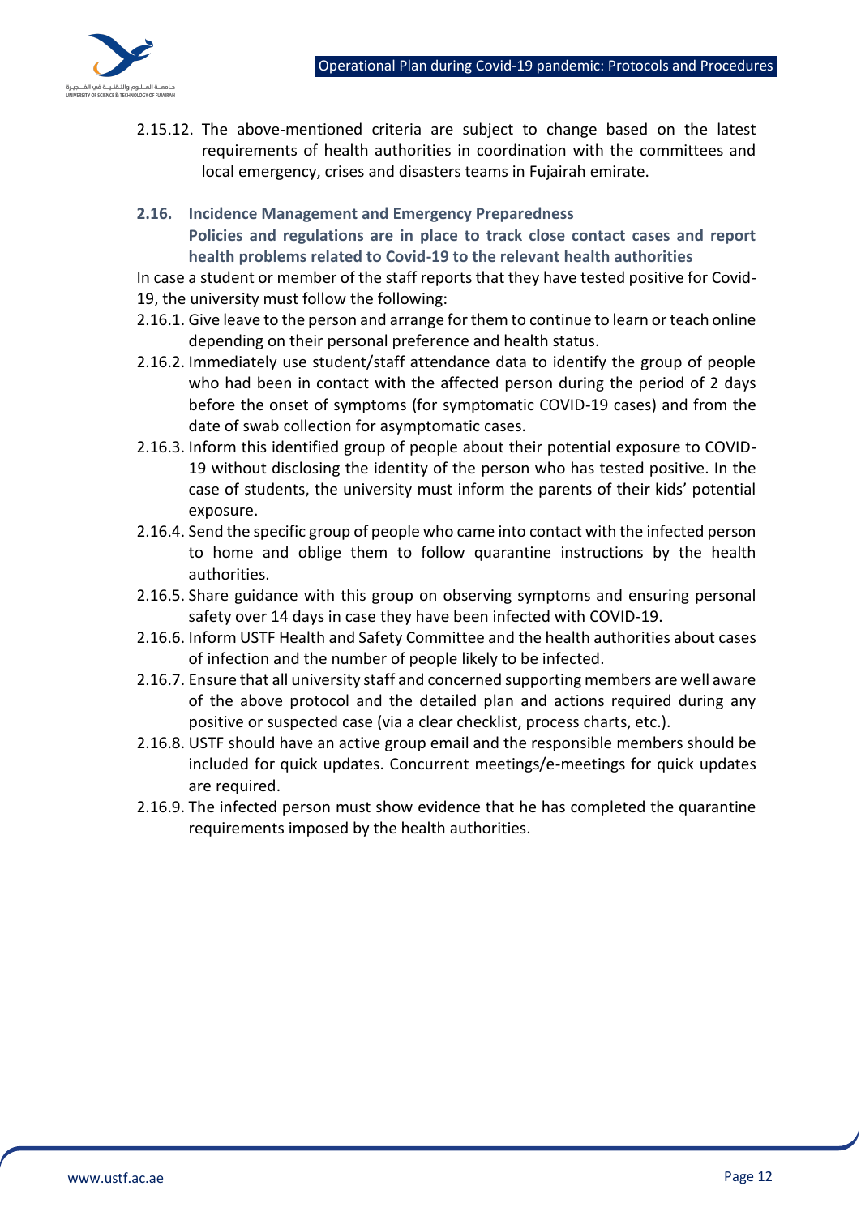2.15.12. The above-mentioned criteria are subject to change based on the latest requirements of health authorities in coordination with the committees and local emergency, crises and disasters teams in Fujairah emirate.

### 2.16. Incidence Management and Emergency Preparedness

**Policies and regulations are in place to track close contact cases and report health problems related to Covid-19 to the relevant health authorities**

In case a student or member of the staff reports that they have tested positive for Covid-19, the university must follow the following:

2.16.1. Give leave to the person and arrange for them to continue to learn or teach online depending on their personal preference and health status.

2.16.2. Immediately use student/staff attendance data to identify the group of people who had been in contact with the affected person during the period of 2 days before the onset of symptoms (for symptomatic COVID-19 cases) and from the date of swab collection for asymptomatic cases.

2.16.3. Inform this identified group of people about their potential exposure to COVID-19 without disclosing the identity of the person who has tested positive. In the case of students, the university must inform the parents of their kids' potential exposure.

2.16.4. Send the specific group of people who came into contact with the infected person to home and oblige them to follow quarantine instructions by the health authorities.

2.16.5. Share guidance with this group on observing symptoms and ensuring personal safety over 14 days in case they have been infected with COVID-19.

2.16.6. Inform USTF Health and Safety Committee and the health authorities about cases of infection and the number of people likely to be infected.

2.16.7. Ensure that all university staff and concerned supporting members are well aware of the above protocol and the detailed plan and actions required during any positive or suspected case (via a clear checklist, process charts, etc.).

2.16.8. USTF should have an active group email and the responsible members should be included for quick updates. Concurrent meetings/e-meetings for quick updates are required.

2.16.9. The infected person must show evidence that he has completed the quarantine requirements imposed by the health authorities.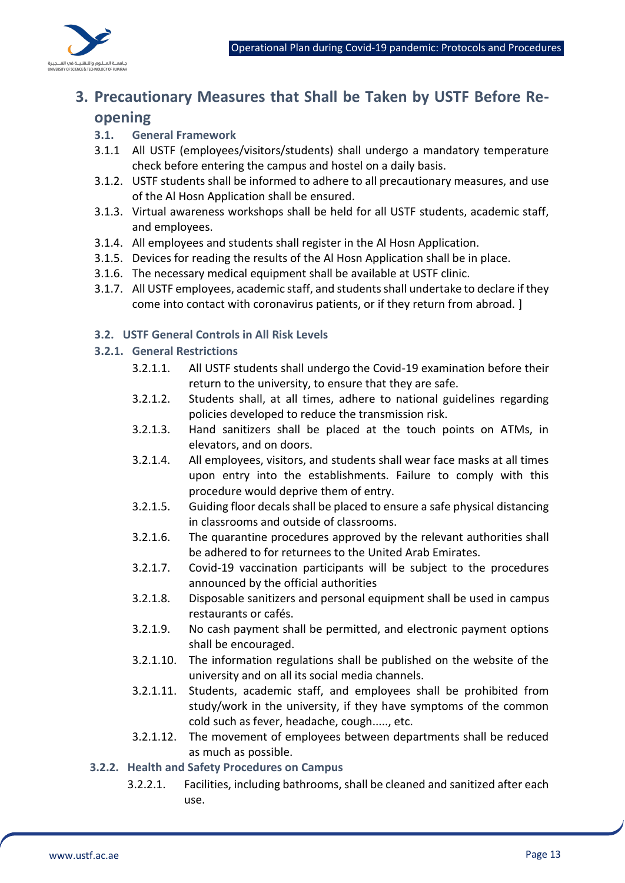## 3. Precautionary Measures that Shall be Taken by USTF Before Re-opening

### 3.1. General Framework

3.1.1 All USTF (employees/visitors/students) shall undergo a mandatory temperature check before entering the campus and hostel on a daily basis.

3.1.2. USTF students shall be informed to adhere to all precautionary measures, and use of the Al Hosn Application shall be ensured.

3.1.3. Virtual awareness workshops shall be held for all USTF students, academic staff, and employees.

3.1.4. All employees and students shall register in the Al Hosn Application.

3.1.5. Devices for reading the results of the Al Hosn Application shall be in place.

3.1.6. The necessary medical equipment shall be available at USTF clinic.

3.1.7. All USTF employees, academic staff, and students shall undertake to declare if they come into contact with coronavirus patients, or if they return from abroad. ]

### 3.2. USTF General Controls in All Risk Levels

#### 3.2.1. General Restrictions

3.2.1.1. All USTF students shall undergo the Covid-19 examination before their return to the university, to ensure that they are safe.

3.2.1.2. Students shall, at all times, adhere to national guidelines regarding policies developed to reduce the transmission risk.

3.2.1.3. Hand sanitizers shall be placed at the touch points on ATMs, in elevators, and on doors.

3.2.1.4. All employees, visitors, and students shall wear face masks at all times upon entry into the establishments. Failure to comply with this procedure would deprive them of entry.

3.2.1.5. Guiding floor decals shall be placed to ensure a safe physical distancing in classrooms and outside of classrooms.

3.2.1.6. The quarantine procedures approved by the relevant authorities shall be adhered to for returnees to the United Arab Emirates.

3.2.1.7. Covid-19 vaccination participants will be subject to the procedures announced by the official authorities

3.2.1.8. Disposable sanitizers and personal equipment shall be used in campus restaurants or cafés.

3.2.1.9. No cash payment shall be permitted, and electronic payment options shall be encouraged.

3.2.1.10. The information regulations shall be published on the website of the university and on all its social media channels.

3.2.1.11. Students, academic staff, and employees shall be prohibited from study/work in the university, if they have symptoms of the common cold such as fever, headache, cough....., etc.

3.2.1.12. The movement of employees between departments shall be reduced as much as possible.

#### 3.2.2. Health and Safety Procedures on Campus

3.2.2.1. Facilities, including bathrooms, shall be cleaned and sanitized after each use.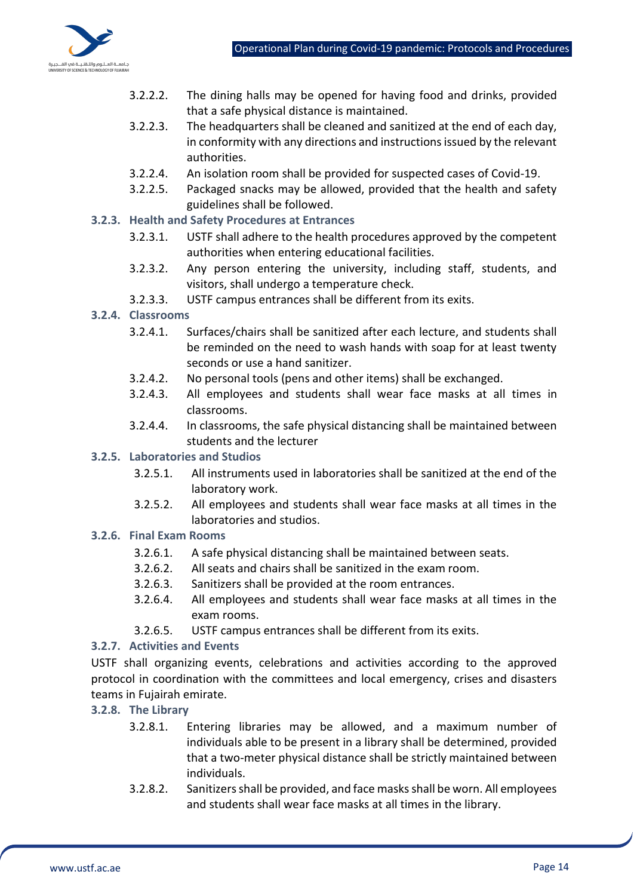3.2.2.2. The dining halls may be opened for having food and drinks, provided that a safe physical distance is maintained.

3.2.2.3. The headquarters shall be cleaned and sanitized at the end of each day, in conformity with any directions and instructions issued by the relevant authorities.

3.2.2.4. An isolation room shall be provided for suspected cases of Covid-19.

3.2.2.5. Packaged snacks may be allowed, provided that the health and safety guidelines shall be followed.

### 3.2.3. Health and Safety Procedures at Entrances

3.2.3.1. USTF shall adhere to the health procedures approved by the competent authorities when entering educational facilities.

3.2.3.2. Any person entering the university, including staff, students, and visitors, shall undergo a temperature check.

3.2.3.3. USTF campus entrances shall be different from its exits.

### 3.2.4. Classrooms

3.2.4.1. Surfaces/chairs shall be sanitized after each lecture, and students shall be reminded on the need to wash hands with soap for at least twenty seconds or use a hand sanitizer.

3.2.4.2. No personal tools (pens and other items) shall be exchanged.

3.2.4.3. All employees and students shall wear face masks at all times in classrooms.

3.2.4.4. In classrooms, the safe physical distancing shall be maintained between students and the lecturer

### 3.2.5. Laboratories and Studios

3.2.5.1. All instruments used in laboratories shall be sanitized at the end of the laboratory work.

3.2.5.2. All employees and students shall wear face masks at all times in the laboratories and studios.

### 3.2.6. Final Exam Rooms

3.2.6.1. A safe physical distancing shall be maintained between seats.

3.2.6.2. All seats and chairs shall be sanitized in the exam room.

3.2.6.3. Sanitizers shall be provided at the room entrances.

3.2.6.4. All employees and students shall wear face masks at all times in the exam rooms.

3.2.6.5. USTF campus entrances shall be different from its exits.

### 3.2.7. Activities and Events

USTF shall organizing events, celebrations and activities according to the approved protocol in coordination with the committees and local emergency, crises and disasters teams in Fujairah emirate.

### 3.2.8. The Library

3.2.8.1. Entering libraries may be allowed, and a maximum number of individuals able to be present in a library shall be determined, provided that a two-meter physical distance shall be strictly maintained between individuals.

3.2.8.2. Sanitizers shall be provided, and face masks shall be worn. All employees and students shall wear face masks at all times in the library.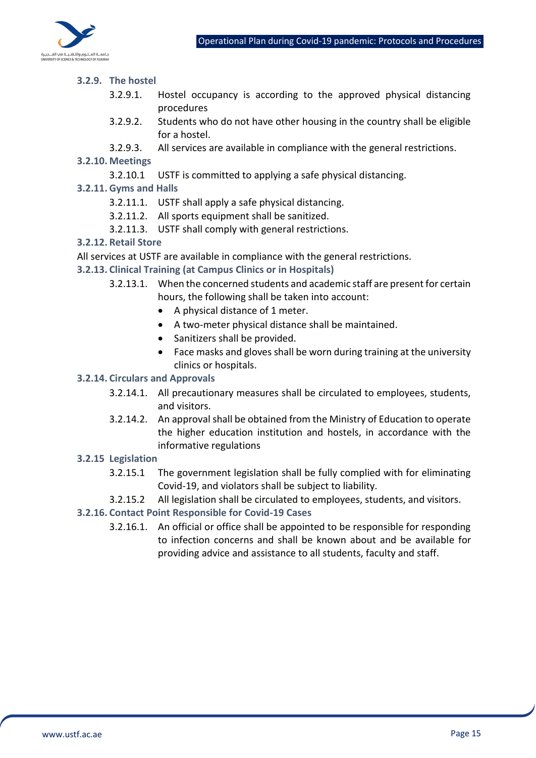### 3.2.9. The hostel

- 3.2.9.1. Hostel occupancy is according to the approved physical distancing procedures
- 3.2.9.2. Students who do not have other housing in the country shall be eligible for a hostel.
- 3.2.9.3. All services are available in compliance with the general restrictions.

### 3.2.10. Meetings

- 3.2.10.1 USTF is committed to applying a safe physical distancing.

### 3.2.11. Gyms and Halls

- 3.2.11.1. USTF shall apply a safe physical distancing.
- 3.2.11.2. All sports equipment shall be sanitized.
- 3.2.11.3. USTF shall comply with general restrictions.

### 3.2.12. Retail Store

All services at USTF are available in compliance with the general restrictions.

### 3.2.13. Clinical Training (at Campus Clinics or in Hospitals)

- 3.2.13.1. When the concerned students and academic staff are present for certain hours, the following shall be taken into account:
  - A physical distance of 1 meter.
  - A two-meter physical distance shall be maintained.
  - Sanitizers shall be provided.
  - Face masks and gloves shall be worn during training at the university clinics or hospitals.

### 3.2.14. Circulars and Approvals

- 3.2.14.1. All precautionary measures shall be circulated to employees, students, and visitors.
- 3.2.14.2. An approval shall be obtained from the Ministry of Education to operate the higher education institution and hostels, in accordance with the informative regulations

### 3.2.15 Legislation

- 3.2.15.1 The government legislation shall be fully complied with for eliminating Covid-19, and violators shall be subject to liability.
- 3.2.15.2 All legislation shall be circulated to employees, students, and visitors.

### 3.2.16. Contact Point Responsible for Covid-19 Cases

- 3.2.16.1. An official or office shall be appointed to be responsible for responding to infection concerns and shall be known about and be available for providing advice and assistance to all students, faculty and staff.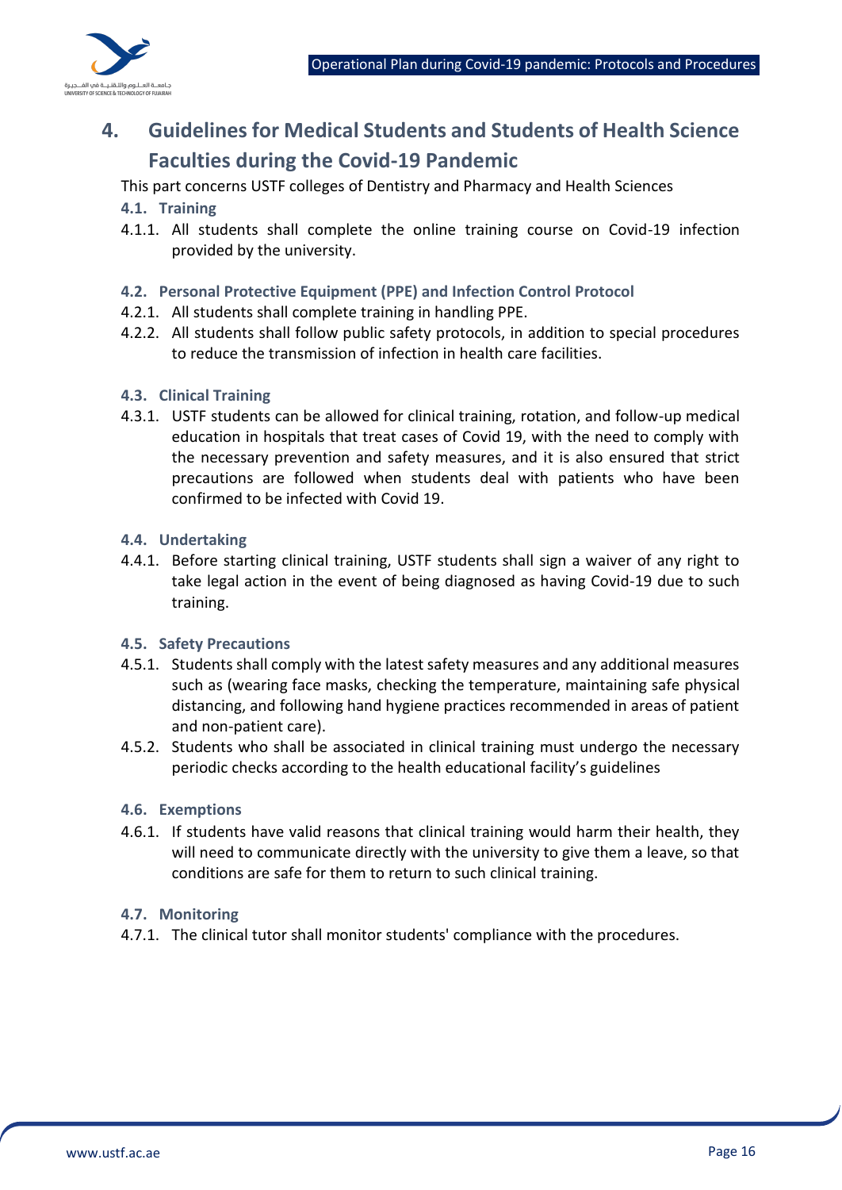# 4. Guidelines for Medical Students and Students of Health Science Faculties during the Covid-19 Pandemic

This part concerns USTF colleges of Dentistry and Pharmacy and Health Sciences

## 4.1. Training

4.1.1. All students shall complete the online training course on Covid-19 infection provided by the university.

## 4.2. Personal Protective Equipment (PPE) and Infection Control Protocol

4.2.1. All students shall complete training in handling PPE.

4.2.2. All students shall follow public safety protocols, in addition to special procedures to reduce the transmission of infection in health care facilities.

## 4.3. Clinical Training

4.3.1. USTF students can be allowed for clinical training, rotation, and follow-up medical education in hospitals that treat cases of Covid 19, with the need to comply with the necessary prevention and safety measures, and it is also ensured that strict precautions are followed when students deal with patients who have been confirmed to be infected with Covid 19.

## 4.4. Undertaking

4.4.1. Before starting clinical training, USTF students shall sign a waiver of any right to take legal action in the event of being diagnosed as having Covid-19 due to such training.

## 4.5. Safety Precautions

4.5.1. Students shall comply with the latest safety measures and any additional measures such as (wearing face masks, checking the temperature, maintaining safe physical distancing, and following hand hygiene practices recommended in areas of patient and non-patient care).

4.5.2. Students who shall be associated in clinical training must undergo the necessary periodic checks according to the health educational facility's guidelines

## 4.6. Exemptions

4.6.1. If students have valid reasons that clinical training would harm their health, they will need to communicate directly with the university to give them a leave, so that conditions are safe for them to return to such clinical training.

## 4.7. Monitoring

4.7.1. The clinical tutor shall monitor students' compliance with the procedures.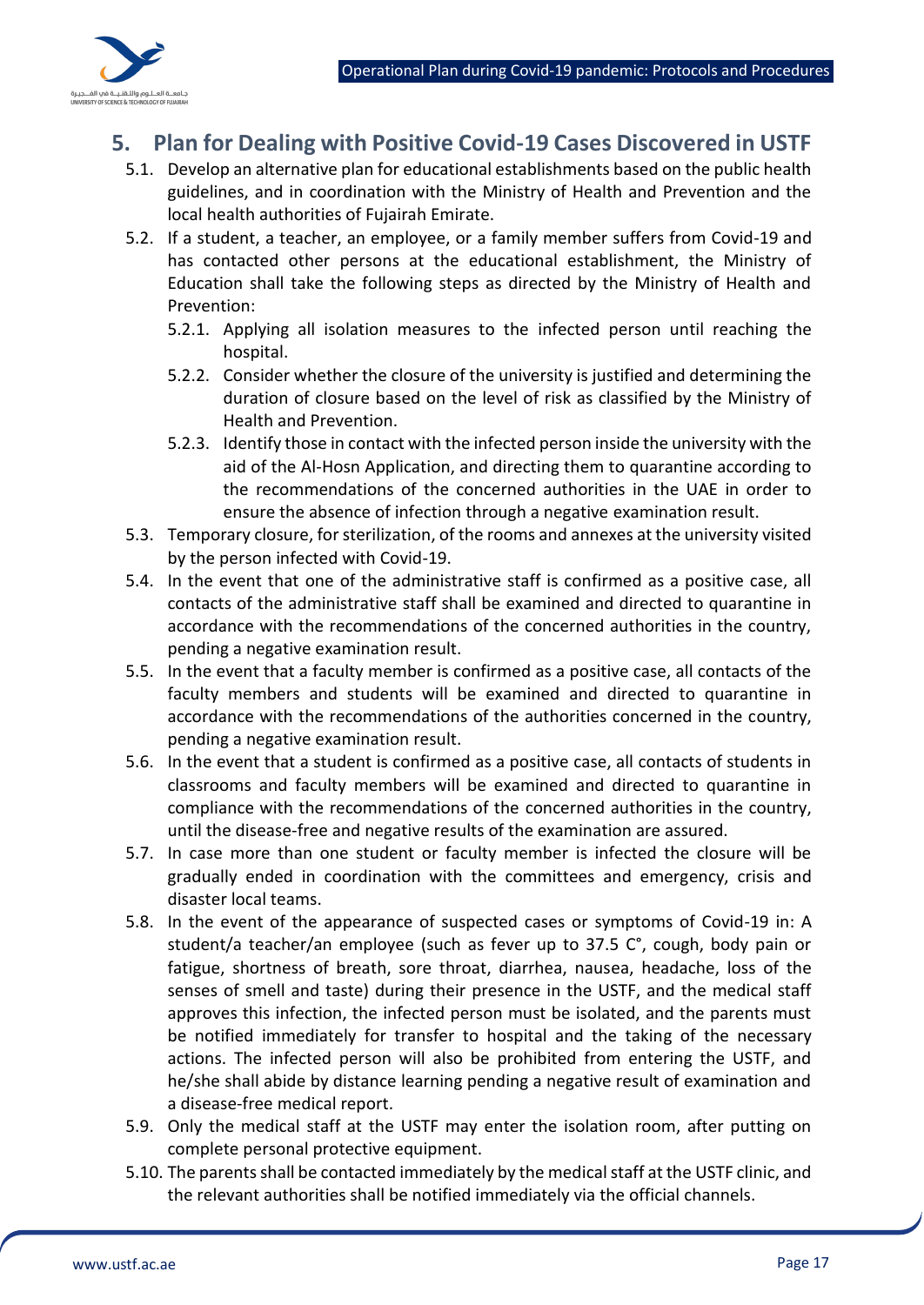## 5. Plan for Dealing with Positive Covid-19 Cases Discovered in USTF

5.1. Develop an alternative plan for educational establishments based on the public health guidelines, and in coordination with the Ministry of Health and Prevention and the local health authorities of Fujairah Emirate.

5.2. If a student, a teacher, an employee, or a family member suffers from Covid-19 and has contacted other persons at the educational establishment, the Ministry of Education shall take the following steps as directed by the Ministry of Health and Prevention:

5.2.1. Applying all isolation measures to the infected person until reaching the hospital.

5.2.2. Consider whether the closure of the university is justified and determining the duration of closure based on the level of risk as classified by the Ministry of Health and Prevention.

5.2.3. Identify those in contact with the infected person inside the university with the aid of the Al-Hosn Application, and directing them to quarantine according to the recommendations of the concerned authorities in the UAE in order to ensure the absence of infection through a negative examination result.

5.3. Temporary closure, for sterilization, of the rooms and annexes at the university visited by the person infected with Covid-19.

5.4. In the event that one of the administrative staff is confirmed as a positive case, all contacts of the administrative staff shall be examined and directed to quarantine in accordance with the recommendations of the concerned authorities in the country, pending a negative examination result.

5.5. In the event that a faculty member is confirmed as a positive case, all contacts of the faculty members and students will be examined and directed to quarantine in accordance with the recommendations of the authorities concerned in the country, pending a negative examination result.

5.6. In the event that a student is confirmed as a positive case, all contacts of students in classrooms and faculty members will be examined and directed to quarantine in compliance with the recommendations of the concerned authorities in the country, until the disease-free and negative results of the examination are assured.

5.7. In case more than one student or faculty member is infected the closure will be gradually ended in coordination with the committees and emergency, crisis and disaster local teams.

5.8. In the event of the appearance of suspected cases or symptoms of Covid-19 in: A student/a teacher/an employee (such as fever up to 37.5 C°, cough, body pain or fatigue, shortness of breath, sore throat, diarrhea, nausea, headache, loss of the senses of smell and taste) during their presence in the USTF, and the medical staff approves this infection, the infected person must be isolated, and the parents must be notified immediately for transfer to hospital and the taking of the necessary actions. The infected person will also be prohibited from entering the USTF, and he/she shall abide by distance learning pending a negative result of examination and a disease-free medical report.

5.9. Only the medical staff at the USTF may enter the isolation room, after putting on complete personal protective equipment.

5.10. The parents shall be contacted immediately by the medical staff at the USTF clinic, and the relevant authorities shall be notified immediately via the official channels.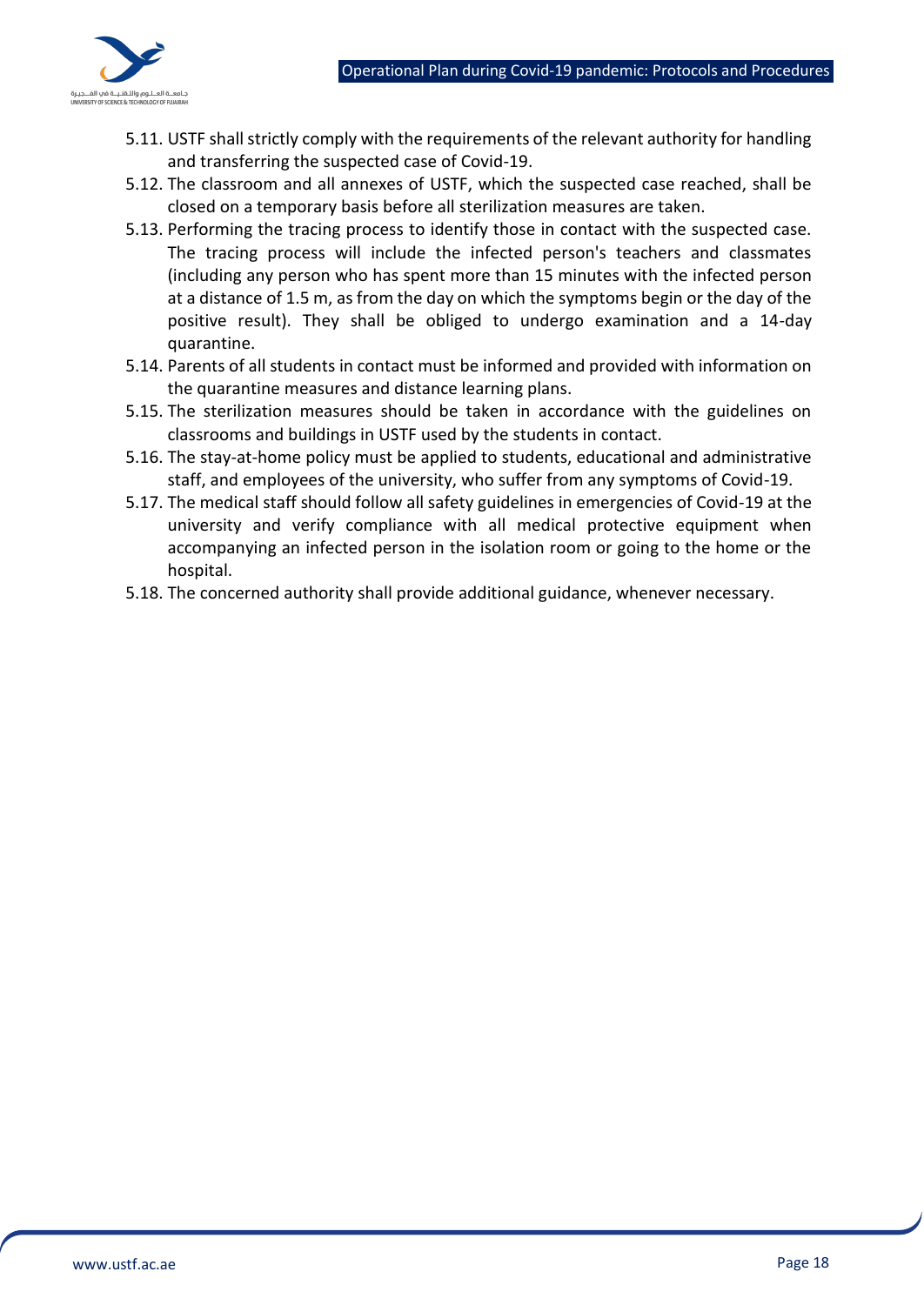5.11. USTF shall strictly comply with the requirements of the relevant authority for handling and transferring the suspected case of Covid-19.

5.12. The classroom and all annexes of USTF, which the suspected case reached, shall be closed on a temporary basis before all sterilization measures are taken.

5.13. Performing the tracing process to identify those in contact with the suspected case. The tracing process will include the infected person's teachers and classmates (including any person who has spent more than 15 minutes with the infected person at a distance of 1.5 m, as from the day on which the symptoms begin or the day of the positive result). They shall be obliged to undergo examination and a 14-day quarantine.

5.14. Parents of all students in contact must be informed and provided with information on the quarantine measures and distance learning plans.

5.15. The sterilization measures should be taken in accordance with the guidelines on classrooms and buildings in USTF used by the students in contact.

5.16. The stay-at-home policy must be applied to students, educational and administrative staff, and employees of the university, who suffer from any symptoms of Covid-19.

5.17. The medical staff should follow all safety guidelines in emergencies of Covid-19 at the university and verify compliance with all medical protective equipment when accompanying an infected person in the isolation room or going to the home or the hospital.

5.18. The concerned authority shall provide additional guidance, whenever necessary.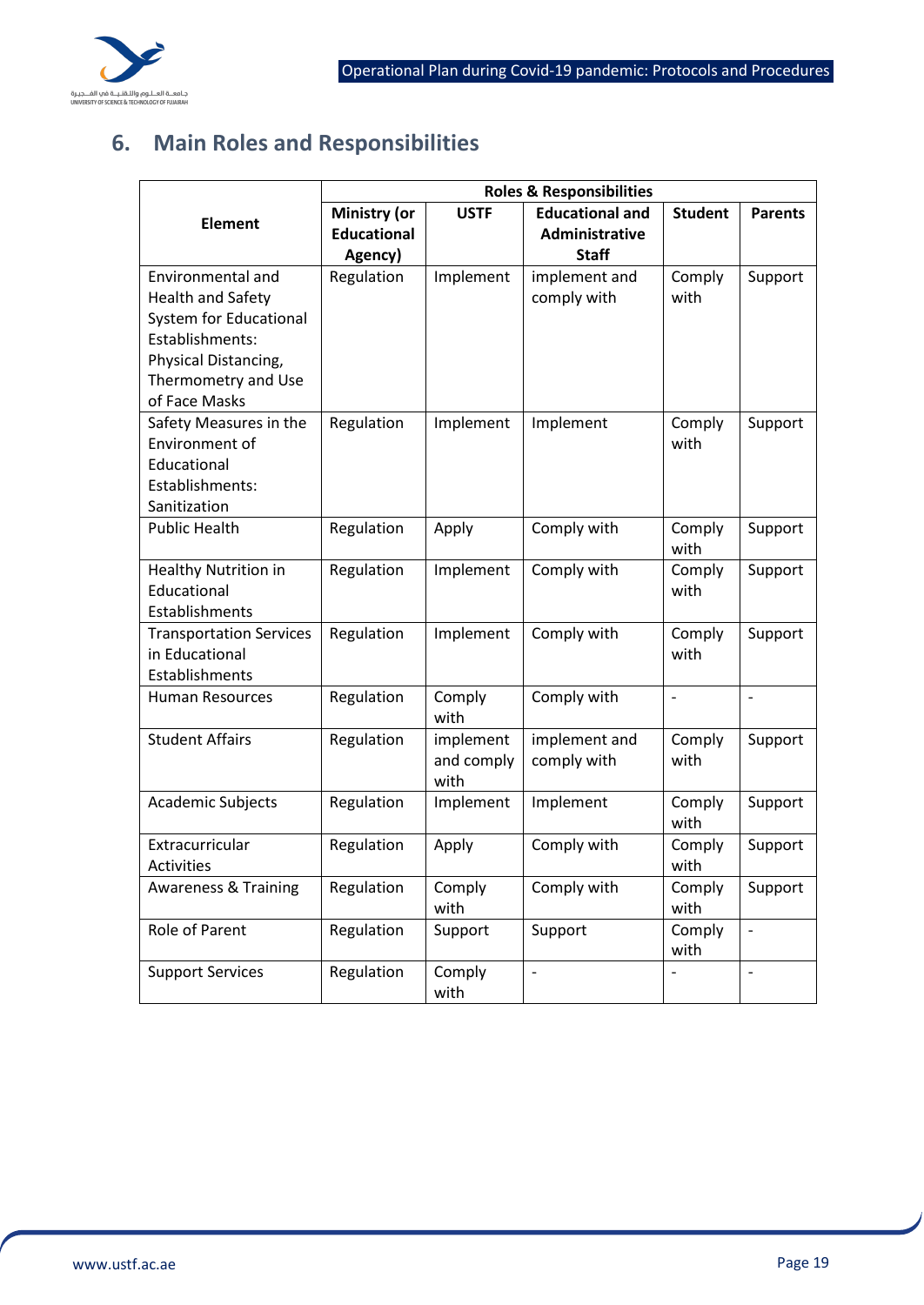## 6. Main Roles and Responsibilities

| Element | Roles & Responsibilities | | | | |
|---|---|---|---|---|---|
| | Ministry (or Educational Agency) | USTF | Educational and Administrative Staff | Student | Parents |
| Environmental and Health and Safety System for Educational Establishments: Physical Distancing, Thermometry and Use of Face Masks | Regulation | Implement | implement and comply with | Comply with | Support |
| Safety Measures in the Environment of Educational Establishments: Sanitization | Regulation | Implement | Implement | Comply with | Support |
| Public Health | Regulation | Apply | Comply with | Comply with | Support |
| Healthy Nutrition in Educational Establishments | Regulation | Implement | Comply with | Comply with | Support |
| Transportation Services in Educational Establishments | Regulation | Implement | Comply with | Comply with | Support |
| Human Resources | Regulation | Comply with | Comply with | - | - |
| Student Affairs | Regulation | implement and comply with | implement and comply with | Comply with | Support |
| Academic Subjects | Regulation | Implement | Implement | Comply with | Support |
| Extracurricular Activities | Regulation | Apply | Comply with | Comply with | Support |
| Awareness & Training | Regulation | Comply with | Comply with | Comply with | Support |
| Role of Parent | Regulation | Support | Support | Comply with | - |
| Support Services | Regulation | Comply with | - | - | - |